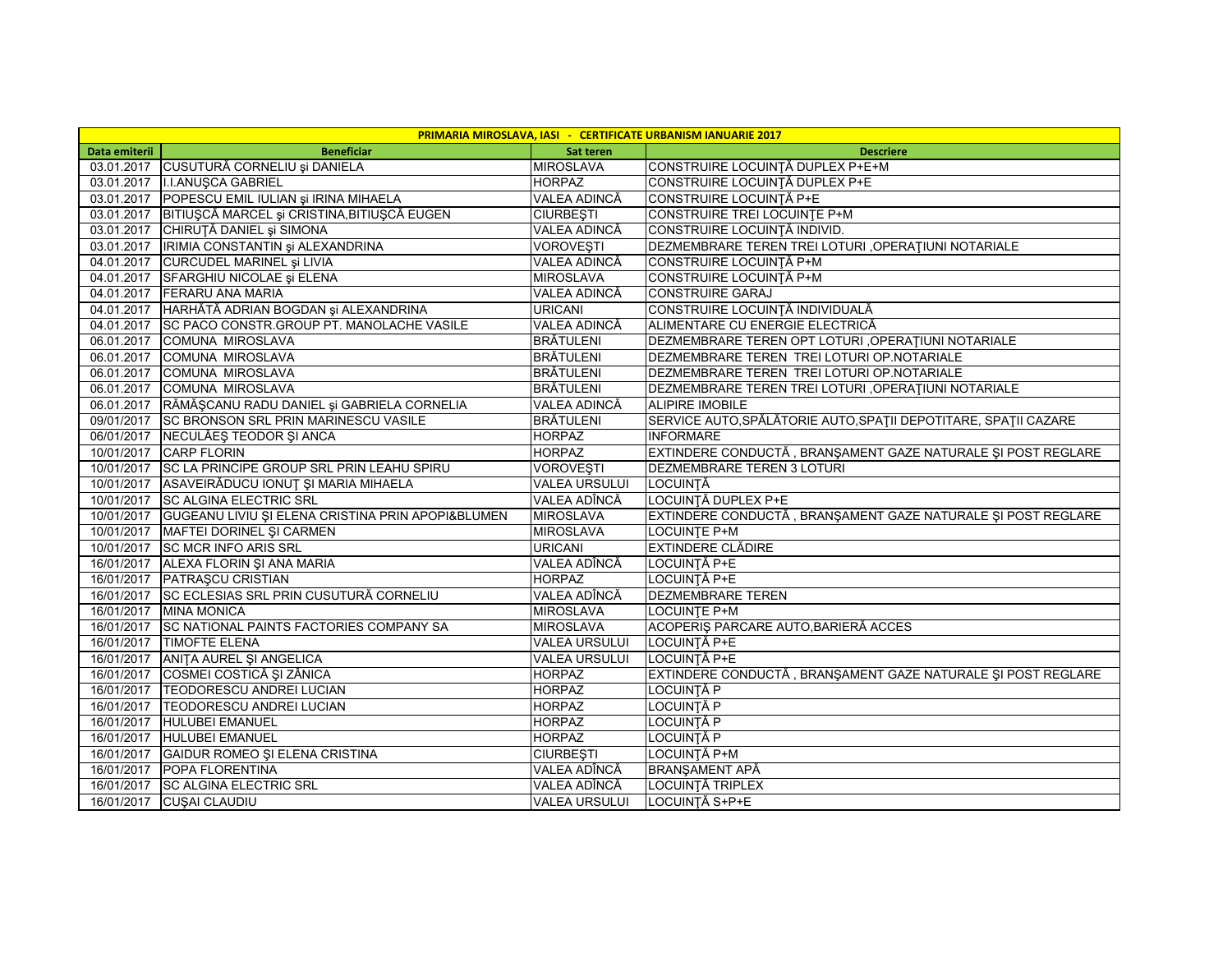| PRIMARIA MIROSLAVA, IASI - CERTIFICATE URBANISM IANUARIE 2017 | | | |
|---|---|---|---|
| **Data emiterii** | **Beneficiar** | **Sat teren** | **Descriere** |
| 03.01.2017 | CUSUTURĂ CORNELIU şi DANIELA | MIROSLAVA | CONSTRUIRE LOCUINŢĂ DUPLEX P+E+M |
| 03.01.2017 | I.I.ANUŞCA GABRIEL | HORPAZ | CONSTRUIRE LOCUINŢĂ DUPLEX P+E |
| 03.01.2017 | POPESCU EMIL IULIAN şi IRINA MIHAELA | VALEA ADINCĂ | CONSTRUIRE LOCUINŢĂ P+E |
| 03.01.2017 | BITIUŞCĂ MARCEL şi CRISTINA,BITIUŞCĂ EUGEN | CIURBEŞTI | CONSTRUIRE TREI LOCUINŢE P+M |
| 03.01.2017 | CHIRUŢĂ DANIEL şi SIMONA | VALEA ADINCĂ | CONSTRUIRE LOCUINŢĂ INDIVID. |
| 03.01.2017 | IRIMIA CONSTANTIN şi ALEXANDRINA | VOROVEŞTI | DEZMEMBRARE TEREN TREI LOTURI ,OPERAŢIUNI NOTARIALE |
| 04.01.2017 | CURCUDEL MARINEL şi LIVIA | VALEA ADINCĂ | CONSTRUIRE LOCUINŢĂ P+M |
| 04.01.2017 | SFARGHIU NICOLAE şi ELENA | MIROSLAVA | CONSTRUIRE LOCUINŢĂ P+M |
| 04.01.2017 | FERARU ANA MARIA | VALEA ADINCĂ | CONSTRUIRE GARAJ |
| 04.01.2017 | HARHĂTĂ ADRIAN BOGDAN şi ALEXANDRINA | URICANI | CONSTRUIRE LOCUINŢĂ INDIVIDUALĂ |
| 04.01.2017 | SC PACO CONSTR.GROUP PT. MANOLACHE VASILE | VALEA ADINCĂ | ALIMENTARE CU ENERGIE ELECTRICĂ |
| 06.01.2017 | COMUNA MIROSLAVA | BRĂTULENI | DEZMEMBRARE TEREN OPT LOTURI ,OPERAŢIUNI NOTARIALE |
| 06.01.2017 | COMUNA MIROSLAVA | BRĂTULENI | DEZMEMBRARE TEREN TREI LOTURI OP.NOTARIALE |
| 06.01.2017 | COMUNA MIROSLAVA | BRĂTULENI | DEZMEMBRARE TEREN TREI LOTURI OP.NOTARIALE |
| 06.01.2017 | COMUNA MIROSLAVA | BRĂTULENI | DEZMEMBRARE TEREN TREI LOTURI ,OPERAŢIUNI NOTARIALE |
| 06.01.2017 | RĂMĂŞCANU RADU DANIEL şi GABRIELA CORNELIA | VALEA ADINCĂ | ALIPIRE IMOBILE |
| 09/01/2017 | SC BRONSON SRL PRIN MARINESCU VASILE | BRĂTULENI | SERVICE AUTO,SPĂLĂTORIE AUTO,SPAŢII DEPOTITARE, SPAŢII CAZARE |
| 06/01/2017 | NECULĂEŞ TEODOR ŞI ANCA | HORPAZ | INFORMARE |
| 10/01/2017 | CARP FLORIN | HORPAZ | EXTINDERE CONDUCTĂ , BRANŞAMENT GAZE NATURALE ŞI POST REGLARE |
| 10/01/2017 | SC LA PRINCIPE GROUP SRL PRIN LEAHU SPIRU | VOROVEŞTI | DEZMEMBRARE TEREN 3 LOTURI |
| 10/01/2017 | ASAVEIRĂDUCU IONUŢ ŞI MARIA MIHAELA | VALEA URSULUI | LOCUINŢĂ |
| 10/01/2017 | SC ALGINA ELECTRIC SRL | VALEA ADÎNCĂ | LOCUINŢĂ DUPLEX P+E |
| 10/01/2017 | GUGEANU LIVIU ŞI ELENA CRISTINA PRIN APOPI&BLUMEN | MIROSLAVA | EXTINDERE CONDUCTĂ , BRANŞAMENT GAZE NATURALE ŞI POST REGLARE |
| 10/01/2017 | MAFTEI DORINEL ŞI CARMEN | MIROSLAVA | LOCUINŢE P+M |
| 10/01/2017 | SC MCR INFO ARIS SRL | URICANI | EXTINDERE CLĂDIRE |
| 16/01/2017 | ALEXA FLORIN ŞI ANA MARIA | VALEA ADÎNCĂ | LOCUINŢĂ P+E |
| 16/01/2017 | PATRAŞCU CRISTIAN | HORPAZ | LOCUINŢĂ P+E |
| 16/01/2017 | SC ECLESIAS SRL PRIN CUSUTURĂ CORNELIU | VALEA ADÎNCĂ | DEZMEMBRARE TEREN |
| 16/01/2017 | MINA MONICA | MIROSLAVA | LOCUINŢE P+M |
| 16/01/2017 | SC NATIONAL PAINTS FACTORIES COMPANY SA | MIROSLAVA | ACOPERIŞ PARCARE AUTO,BARIERĂ ACCES |
| 16/01/2017 | TIMOFTE ELENA | VALEA URSULUI | LOCUINŢĂ P+E |
| 16/01/2017 | ANIŢA AUREL ŞI ANGELICA | VALEA URSULUI | LOCUINŢĂ P+E |
| 16/01/2017 | COSMEI COSTICĂ ŞI ZÂNICA | HORPAZ | EXTINDERE CONDUCTĂ , BRANŞAMENT GAZE NATURALE ŞI POST REGLARE |
| 16/01/2017 | TEODORESCU ANDREI LUCIAN | HORPAZ | LOCUINŢĂ P |
| 16/01/2017 | TEODORESCU ANDREI LUCIAN | HORPAZ | LOCUINŢĂ P |
| 16/01/2017 | HULUBEI EMANUEL | HORPAZ | LOCUINŢĂ P |
| 16/01/2017 | HULUBEI EMANUEL | HORPAZ | LOCUINŢĂ P |
| 16/01/2017 | GAIDUR ROMEO ŞI ELENA CRISTINA | CIURBEŞTI | LOCUINŢĂ P+M |
| 16/01/2017 | POPA FLORENTINA | VALEA ADÎNCĂ | BRANŞAMENT APĂ |
| 16/01/2017 | SC ALGINA ELECTRIC SRL | VALEA ADÎNCĂ | LOCUINŢĂ TRIPLEX |
| 16/01/2017 | CUŞAI CLAUDIU | VALEA URSULUI | LOCUINŢĂ S+P+E |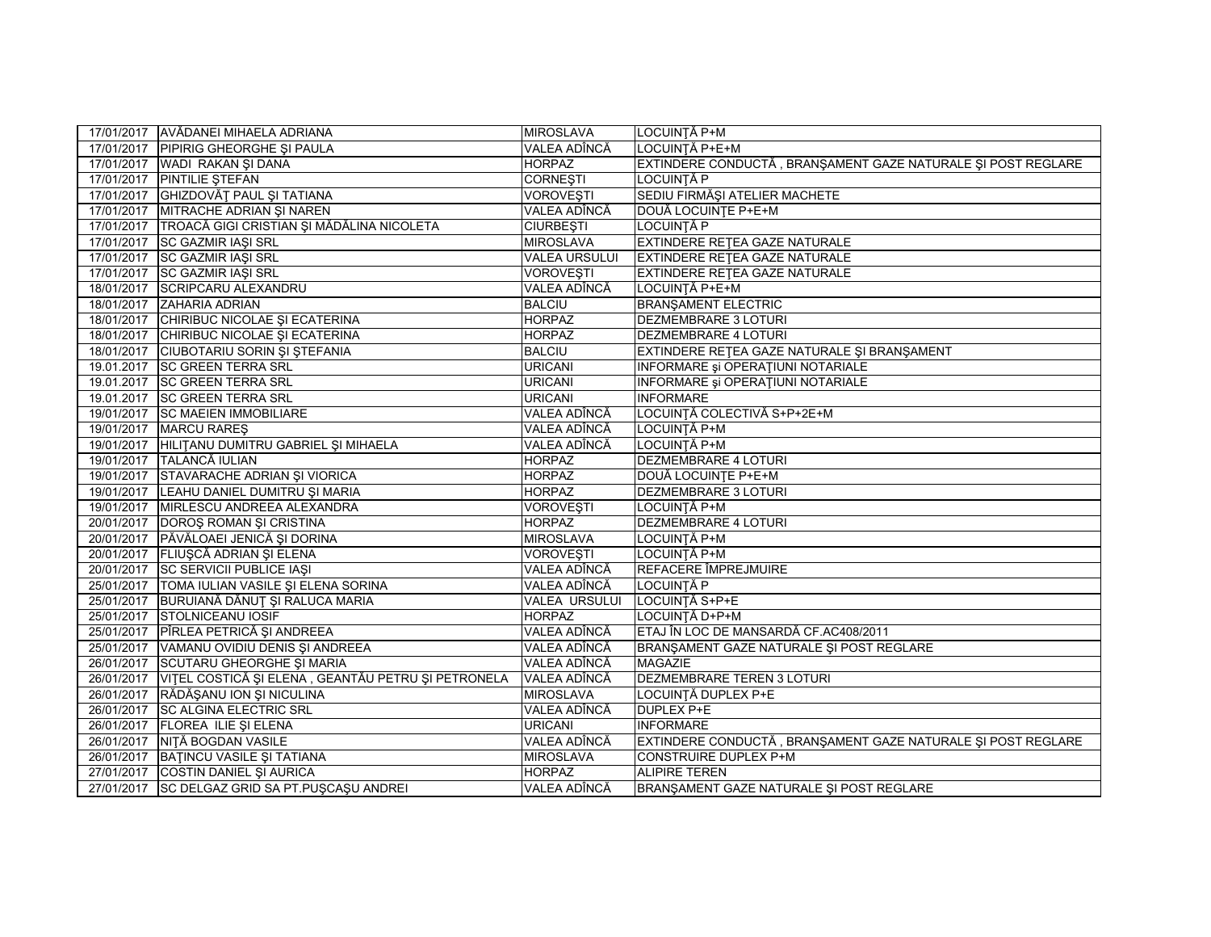| | | | |
|---|---|---|---|
| 17/01/2017 | AVĂDANEI MIHAELA ADRIANA | MIROSLAVA | LOCUINŢĂ P+M |
| 17/01/2017 | PIPIRIG GHEORGHE ŞI PAULA | VALEA ADÎNCĂ | LOCUINŢĂ P+E+M |
| 17/01/2017 | WADI RAKAN ŞI DANA | HORPAZ | EXTINDERE CONDUCTĂ , BRANŞAMENT GAZE NATURALE ŞI POST REGLARE |
| 17/01/2017 | PINTILIE ŞTEFAN | CORNEŞTI | LOCUINŢĂ P |
| 17/01/2017 | GHIZDOVĂŢ PAUL ŞI TATIANA | VOROVEŞTI | SEDIU FIRMĂŞI ATELIER MACHETE |
| 17/01/2017 | MITRACHE ADRIAN ŞI NAREN | VALEA ADÎNCĂ | DOUĂ LOCUINŢE P+E+M |
| 17/01/2017 | TROACĂ GIGI CRISTIAN ŞI MĂDĂLINA NICOLETA | CIURBEŞTI | LOCUINŢĂ P |
| 17/01/2017 | SC GAZMIR IAŞI SRL | MIROSLAVA | EXTINDERE REŢEA GAZE NATURALE |
| 17/01/2017 | SC GAZMIR IAŞI SRL | VALEA URSULUI | EXTINDERE REŢEA GAZE NATURALE |
| 17/01/2017 | SC GAZMIR IAŞI SRL | VOROVEŞTI | EXTINDERE REŢEA GAZE NATURALE |
| 18/01/2017 | SCRIPCARU ALEXANDRU | VALEA ADÎNCĂ | LOCUINŢĂ P+E+M |
| 18/01/2017 | ZAHARIA ADRIAN | BALCIU | BRANŞAMENT ELECTRIC |
| 18/01/2017 | CHIRIBUC NICOLAE ŞI ECATERINA | HORPAZ | DEZMEMBRARE 3 LOTURI |
| 18/01/2017 | CHIRIBUC NICOLAE ŞI ECATERINA | HORPAZ | DEZMEMBRARE 4 LOTURI |
| 18/01/2017 | CIUBOTARIU SORIN ŞI ŞTEFANIA | BALCIU | EXTINDERE REŢEA GAZE NATURALE ŞI BRANŞAMENT |
| 19.01.2017 | SC GREEN TERRA SRL | URICANI | INFORMARE şi OPERAŢIUNI NOTARIALE |
| 19.01.2017 | SC GREEN TERRA SRL | URICANI | INFORMARE şi OPERAŢIUNI NOTARIALE |
| 19.01.2017 | SC GREEN TERRA SRL | URICANI | INFORMARE |
| 19/01/2017 | SC MAEIEN IMMOBILIARE | VALEA ADÎNCĂ | LOCUINŢĂ COLECTIVĂ S+P+2E+M |
| 19/01/2017 | MARCU RAREŞ | VALEA ADÎNCĂ | LOCUINŢĂ P+M |
| 19/01/2017 | HILIŢANU DUMITRU GABRIEL ŞI MIHAELA | VALEA ADÎNCĂ | LOCUINŢĂ P+M |
| 19/01/2017 | TALANCĂ IULIAN | HORPAZ | DEZMEMBRARE 4 LOTURI |
| 19/01/2017 | STAVARACHE ADRIAN ŞI VIORICA | HORPAZ | DOUĂ LOCUINŢE P+E+M |
| 19/01/2017 | LEAHU DANIEL DUMITRU ŞI MARIA | HORPAZ | DEZMEMBRARE 3 LOTURI |
| 19/01/2017 | MIRLESCU ANDREEA ALEXANDRA | VOROVEŞTI | LOCUINŢĂ P+M |
| 20/01/2017 | DOROŞ ROMAN ŞI CRISTINA | HORPAZ | DEZMEMBRARE 4 LOTURI |
| 20/01/2017 | PĂVĂLOAEI JENICĂ ŞI DORINA | MIROSLAVA | LOCUINŢĂ P+M |
| 20/01/2017 | FLIUŞCĂ ADRIAN ŞI ELENA | VOROVEŞTI | LOCUINŢĂ P+M |
| 20/01/2017 | SC SERVICII PUBLICE IAŞI | VALEA ADÎNCĂ | REFACERE ÎMPREJMUIRE |
| 25/01/2017 | TOMA IULIAN VASILE ŞI ELENA SORINA | VALEA ADÎNCĂ | LOCUINŢĂ P |
| 25/01/2017 | BURUIANĂ DĂNUŢ ŞI RALUCA MARIA | VALEA URSULUI | LOCUINŢĂ S+P+E |
| 25/01/2017 | STOLNICEANU IOSIF | HORPAZ | LOCUINŢĂ D+P+M |
| 25/01/2017 | PÎRLEA PETRICĂ ŞI ANDREEA | VALEA ADÎNCĂ | ETAJ ÎN LOC DE MANSARDĂ CF.AC408/2011 |
| 25/01/2017 | VAMANU OVIDIU DENIS ŞI ANDREEA | VALEA ADÎNCĂ | BRANŞAMENT GAZE NATURALE ŞI POST REGLARE |
| 26/01/2017 | SCUTARU GHEORGHE ŞI MARIA | VALEA ADÎNCĂ | MAGAZIE |
| 26/01/2017 | VIŢEL COSTICĂ ŞI ELENA , GEANTĂU PETRU ŞI PETRONELA | VALEA ADÎNCĂ | DEZMEMBRARE TEREN 3 LOTURI |
| 26/01/2017 | RĂDĂŞANU ION ŞI NICULINA | MIROSLAVA | LOCUINŢĂ DUPLEX P+E |
| 26/01/2017 | SC ALGINA ELECTRIC SRL | VALEA ADÎNCĂ | DUPLEX P+E |
| 26/01/2017 | FLOREA ILIE ŞI ELENA | URICANI | INFORMARE |
| 26/01/2017 | NIŢĂ BOGDAN VASILE | VALEA ADÎNCĂ | EXTINDERE CONDUCTĂ , BRANŞAMENT GAZE NATURALE ŞI POST REGLARE |
| 26/01/2017 | BAŢINCU VASILE ŞI TATIANA | MIROSLAVA | CONSTRUIRE DUPLEX P+M |
| 27/01/2017 | COSTIN DANIEL ŞI AURICA | HORPAZ | ALIPIRE TEREN |
| 27/01/2017 | SC DELGAZ GRID SA PT.PUŞCAŞU ANDREI | VALEA ADÎNCĂ | BRANŞAMENT GAZE NATURALE ŞI POST REGLARE |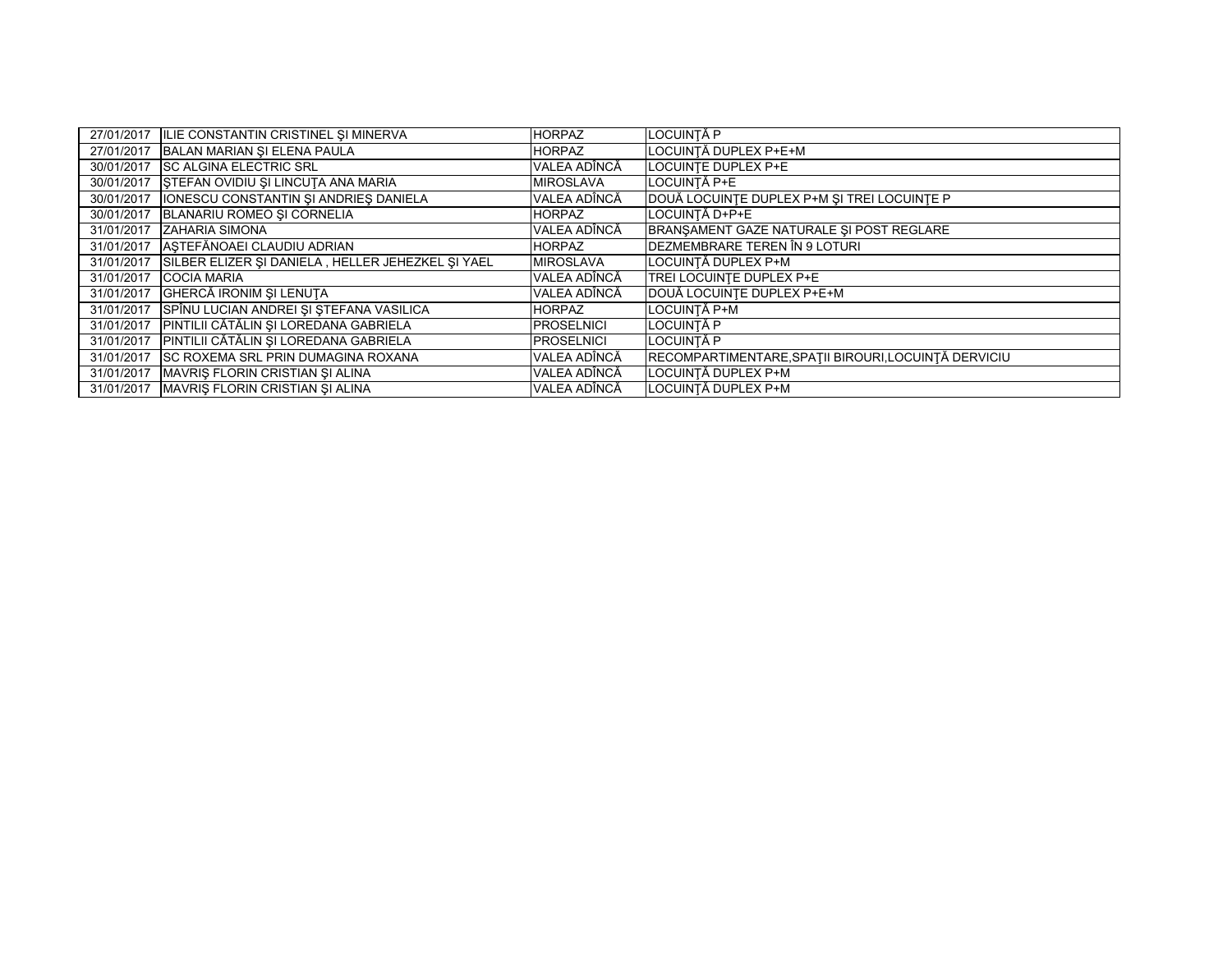| | | | |
|---|---|---|---|
| 27/01/2017 | ILIE CONSTANTIN CRISTINEL ŞI MINERVA | HORPAZ | LOCUINŢĂ P |
| 27/01/2017 | BALAN MARIAN ŞI ELENA PAULA | HORPAZ | LOCUINŢĂ DUPLEX P+E+M |
| 30/01/2017 | SC ALGINA ELECTRIC SRL | VALEA ADÎNCĂ | LOCUINŢE DUPLEX P+E |
| 30/01/2017 | ŞTEFAN OVIDIU ŞI LINCUŢA ANA MARIA | MIROSLAVA | LOCUINŢĂ P+E |
| 30/01/2017 | IONESCU CONSTANTIN ŞI ANDRIEŞ DANIELA | VALEA ADÎNCĂ | DOUĂ LOCUINŢE DUPLEX P+M ŞI TREI LOCUINŢE P |
| 30/01/2017 | BLANARIU ROMEO ŞI CORNELIA | HORPAZ | LOCUINŢĂ D+P+E |
| 31/01/2017 | ZAHARIA SIMONA | VALEA ADÎNCĂ | BRANŞAMENT GAZE NATURALE ŞI POST REGLARE |
| 31/01/2017 | AŞTEFĂNOAEI CLAUDIU ADRIAN | HORPAZ | DEZMEMBRARE TEREN ÎN 9 LOTURI |
| 31/01/2017 | SILBER ELIZER ŞI DANIELA , HELLER JEHEZKEL ŞI YAEL | MIROSLAVA | LOCUINŢĂ DUPLEX P+M |
| 31/01/2017 | COCIA MARIA | VALEA ADÎNCĂ | TREI LOCUINŢE DUPLEX P+E |
| 31/01/2017 | GHERCĂ IRONIM ŞI LENUŢA | VALEA ADÎNCĂ | DOUĂ LOCUINŢE DUPLEX P+E+M |
| 31/01/2017 | SPÎNU LUCIAN ANDREI ŞI ŞTEFANA VASILICA | HORPAZ | LOCUINŢĂ P+M |
| 31/01/2017 | PINTILII CĂTĂLIN ŞI LOREDANA GABRIELA | PROSELNICI | LOCUINŢĂ P |
| 31/01/2017 | PINTILII CĂTĂLIN ŞI LOREDANA GABRIELA | PROSELNICI | LOCUINŢĂ P |
| 31/01/2017 | SC ROXEMA SRL PRIN DUMAGINA ROXANA | VALEA ADÎNCĂ | RECOMPARTIMENTARE,SPAŢII BIROURI,LOCUINŢĂ DERVICIU |
| 31/01/2017 | MAVRIŞ FLORIN CRISTIAN ŞI ALINA | VALEA ADÎNCĂ | LOCUINŢĂ DUPLEX P+M |
| 31/01/2017 | MAVRIŞ FLORIN CRISTIAN ŞI ALINA | VALEA ADÎNCĂ | LOCUINŢĂ DUPLEX P+M |